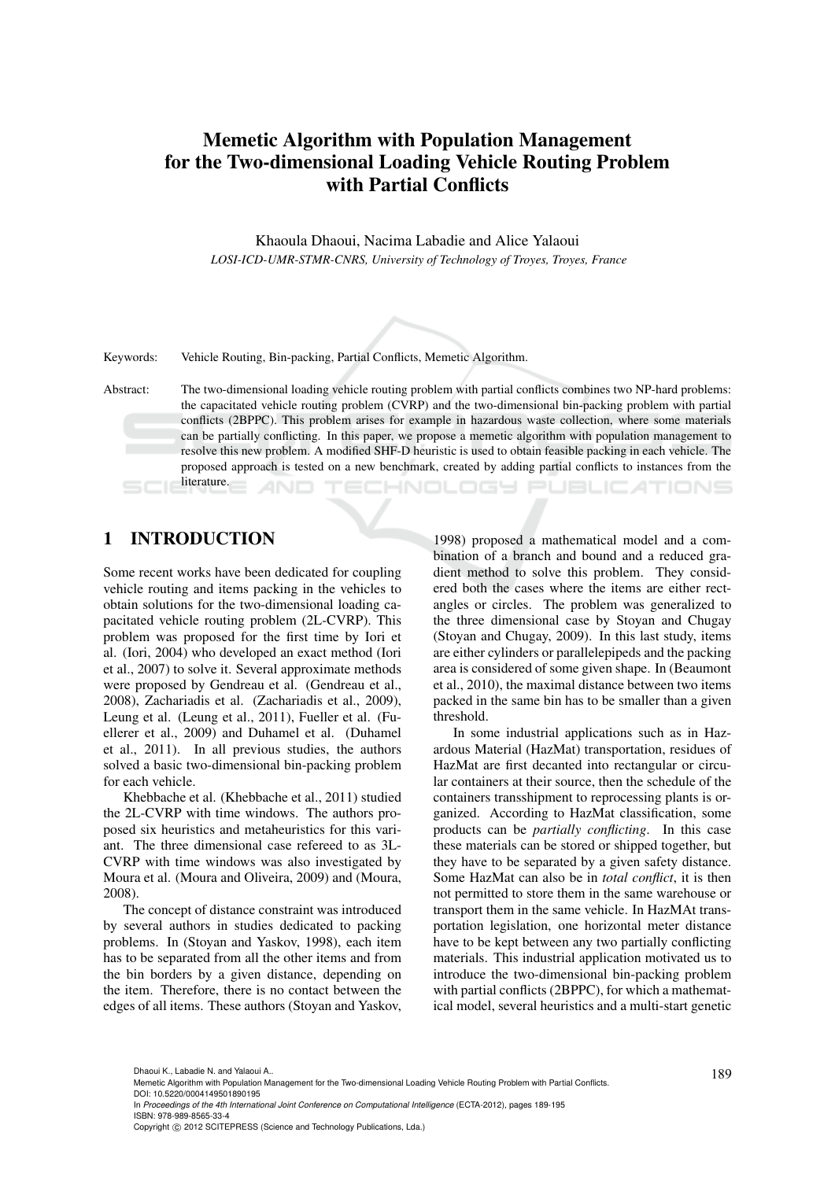# Memetic Algorithm with Population Management for the Two-dimensional Loading Vehicle Routing Problem with Partial Conflicts

Khaoula Dhaoui, Nacima Labadie and Alice Yalaoui

*LOSI-ICD-UMR-STMR-CNRS, University of Technology of Troyes, Troyes, France*

Keywords: Vehicle Routing, Bin-packing, Partial Conflicts, Memetic Algorithm.

Abstract: The two-dimensional loading vehicle routing problem with partial conflicts combines two NP-hard problems: the capacitated vehicle routing problem (CVRP) and the two-dimensional bin-packing problem with partial conflicts (2BPPC). This problem arises for example in hazardous waste collection, where some materials can be partially conflicting. In this paper, we propose a memetic algorithm with population management to resolve this new problem. A modified SHF-D heuristic is used to obtain feasible packing in each vehicle. The proposed approach is tested on a new benchmark, created by adding partial conflicts to instances from the literature.

## 1 INTRODUCTION

Some recent works have been dedicated for coupling vehicle routing and items packing in the vehicles to obtain solutions for the two-dimensional loading capacitated vehicle routing problem (2L-CVRP). This problem was proposed for the first time by Iori et al. (Iori, 2004) who developed an exact method (Iori et al., 2007) to solve it. Several approximate methods were proposed by Gendreau et al. (Gendreau et al., 2008), Zachariadis et al. (Zachariadis et al., 2009), Leung et al. (Leung et al., 2011), Fueller et al. (Fuellerer et al., 2009) and Duhamel et al. (Duhamel et al., 2011). In all previous studies, the authors solved a basic two-dimensional bin-packing problem for each vehicle.

Khebbache et al. (Khebbache et al., 2011) studied the 2L-CVRP with time windows. The authors proposed six heuristics and metaheuristics for this variant. The three dimensional case refereed to as 3L-CVRP with time windows was also investigated by Moura et al. (Moura and Oliveira, 2009) and (Moura, 2008).

The concept of distance constraint was introduced by several authors in studies dedicated to packing problems. In (Stoyan and Yaskov, 1998), each item has to be separated from all the other items and from the bin borders by a given distance, depending on the item. Therefore, there is no contact between the edges of all items. These authors (Stoyan and Yaskov, 1998) proposed a mathematical model and a combination of a branch and bound and a reduced gradient method to solve this problem. They considered both the cases where the items are either rectangles or circles. The problem was generalized to the three dimensional case by Stoyan and Chugay (Stoyan and Chugay, 2009). In this last study, items are either cylinders or parallelepipeds and the packing area is considered of some given shape. In (Beaumont et al., 2010), the maximal distance between two items packed in the same bin has to be smaller than a given threshold.

In some industrial applications such as in Hazardous Material (HazMat) transportation, residues of HazMat are first decanted into rectangular or circular containers at their source, then the schedule of the containers transshipment to reprocessing plants is organized. According to HazMat classification, some products can be *partially conflicting*. In this case these materials can be stored or shipped together, but they have to be separated by a given safety distance. Some HazMat can also be in *total conflict*, it is then not permitted to store them in the same warehouse or transport them in the same vehicle. In HazMAt transportation legislation, one horizontal meter distance have to be kept between any two partially conflicting materials. This industrial application motivated us to introduce the two-dimensional bin-packing problem with partial conflicts (2BPPC), for which a mathematical model, several heuristics and a multi-start genetic

Dhaoui K., Labadie N. and Yalaoui A..
Memetic Algorithm with Population Management for the Two-dimensional Loading Vehicle Routing Problem with Partial Conflicts.
DOI: 10.5220/0004149501890195
In *Proceedings of the 4th International Joint Conference on Computational Intelligence* (ECTA-2012), pages 189-195
ISBN: 978-989-8565-33-4
Copyright © 2012 SCITEPRESS (Science and Technology Publications, Lda.)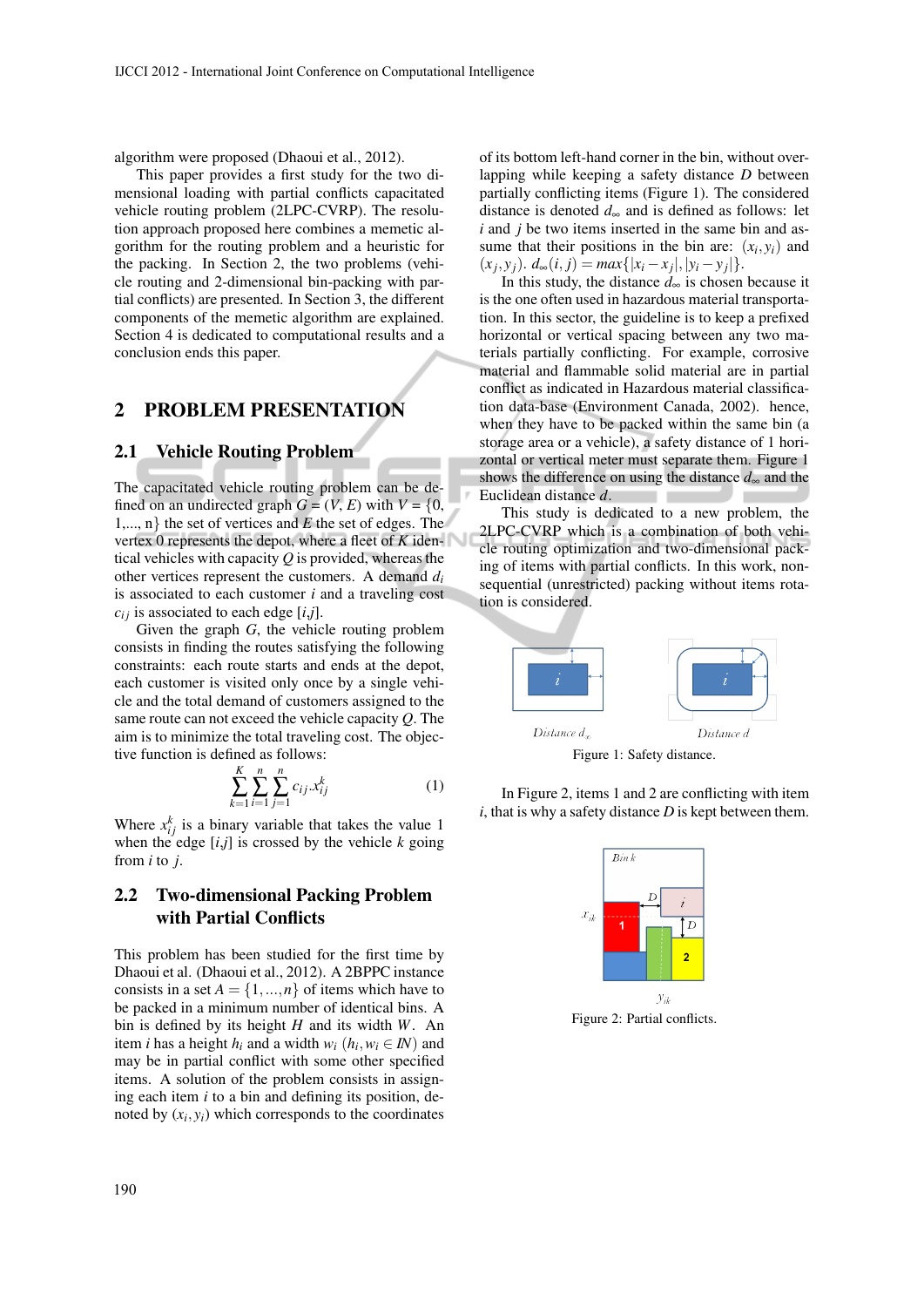algorithm were proposed (Dhaoui et al., 2012).

This paper provides a first study for the two dimensional loading with partial conflicts capacitated vehicle routing problem (2LPC-CVRP). The resolution approach proposed here combines a memetic algorithm for the routing problem and a heuristic for the packing. In Section 2, the two problems (vehicle routing and 2-dimensional bin-packing with partial conflicts) are presented. In Section 3, the different components of the memetic algorithm are explained. Section 4 is dedicated to computational results and a conclusion ends this paper.

## 2 PROBLEM PRESENTATION

### 2.1 Vehicle Routing Problem

The capacitated vehicle routing problem can be defined on an undirected graph $G = (V, E)$ with $V = \{0, 1,..., n\}$ the set of vertices and $E$ the set of edges. The vertex 0 represents the depot, where a fleet of $K$ identical vehicles with capacity $Q$ is provided, whereas the other vertices represent the customers. A demand $d_i$ is associated to each customer $i$ and a traveling cost $c_{ij}$ is associated to each edge $[i,j]$.

Given the graph $G$, the vehicle routing problem consists in finding the routes satisfying the following constraints: each route starts and ends at the depot, each customer is visited only once by a single vehicle and the total demand of customers assigned to the same route can not exceed the vehicle capacity $Q$. The aim is to minimize the total traveling cost. The objective function is defined as follows:

$$\sum_{k=1}^{K} \sum_{i=1}^{n} \sum_{j=1}^{n} c_{ij}.x_{ij}^{k} \tag{1}$$

Where $x_{ij}^{k}$ is a binary variable that takes the value 1 when the edge $[i,j]$ is crossed by the vehicle $k$ going from $i$ to $j$.

### 2.2 Two-dimensional Packing Problem with Partial Conflicts

This problem has been studied for the first time by Dhaoui et al. (Dhaoui et al., 2012). A 2BPPC instance consists in a set $A = \{1, ..., n\}$ of items which have to be packed in a minimum number of identical bins. A bin is defined by its height $H$ and its width $W$. An item $i$ has a height $h_i$ and a width $w_i$ ($h_i, w_i \in I\!N$) and may be in partial conflict with some other specified items. A solution of the problem consists in assigning each item $i$ to a bin and defining its position, denoted by $(x_i, y_i)$ which corresponds to the coordinates of its bottom left-hand corner in the bin, without overlapping while keeping a safety distance $D$ between partially conflicting items (Figure 1). The considered distance is denoted $d_\infty$ and is defined as follows: let $i$ and $j$ be two items inserted in the same bin and assume that their positions in the bin are: $(x_i, y_i)$ and $(x_j, y_j)$. $d_\infty(i, j) = max\{|x_i - x_j|, |y_i - y_j|\}$.

In this study, the distance $d_\infty$ is chosen because it is the one often used in hazardous material transportation. In this sector, the guideline is to keep a prefixed horizontal or vertical spacing between any two materials partially conflicting. For example, corrosive material and flammable solid material are in partial conflict as indicated in Hazardous material classification data-base (Environment Canada, 2002). hence, when they have to be packed within the same bin (a storage area or a vehicle), a safety distance of 1 horizontal or vertical meter must separate them. Figure 1 shows the difference on using the distance $d_\infty$ and the Euclidean distance $d$.

This study is dedicated to a new problem, the 2LPC-CVRP which is a combination of both vehicle routing optimization and two-dimensional packing of items with partial conflicts. In this work, non-sequential (unrestricted) packing without items rotation is considered.

Figure 1: Safety distance.

In Figure 2, items 1 and 2 are conflicting with item $i$, that is why a safety distance $D$ is kept between them.

Figure 2: Partial conflicts.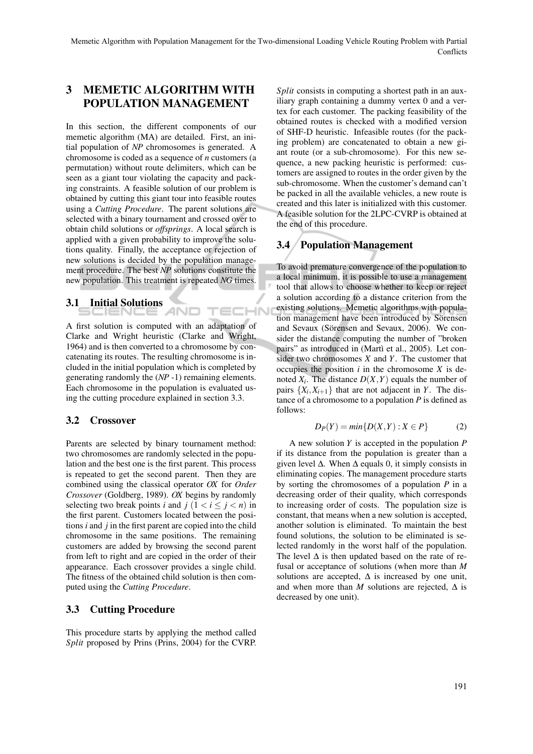## 3 MEMETIC ALGORITHM WITH POPULATION MANAGEMENT

In this section, the different components of our memetic algorithm (MA) are detailed. First, an initial population of *NP* chromosomes is generated. A chromosome is coded as a sequence of $n$ customers (a permutation) without route delimiters, which can be seen as a giant tour violating the capacity and packing constraints. A feasible solution of our problem is obtained by cutting this giant tour into feasible routes using a *Cutting Procedure*. The parent solutions are selected with a binary tournament and crossed over to obtain child solutions or *offsprings*. A local search is applied with a given probability to improve the solutions quality. Finally, the acceptance or rejection of new solutions is decided by the population management procedure. The best *NP* solutions constitute the new population. This treatment is repeated *NG* times.

### 3.1 Initial Solutions

A first solution is computed with an adaptation of Clarke and Wright heuristic (Clarke and Wright, 1964) and is then converted to a chromosome by concatenating its routes. The resulting chromosome is included in the initial population which is completed by generating randomly the (*NP* -1) remaining elements. Each chromosome in the population is evaluated using the cutting procedure explained in section 3.3.

### 3.2 Crossover

Parents are selected by binary tournament method: two chromosomes are randomly selected in the population and the best one is the first parent. This process is repeated to get the second parent. Then they are combined using the classical operator *OX* for *Order Crossover* (Goldberg, 1989). *OX* begins by randomly selecting two break points $i$ and $j$ $(1 < i \leq j < n)$ in the first parent. Customers located between the positions $i$ and $j$ in the first parent are copied into the child chromosome in the same positions. The remaining customers are added by browsing the second parent from left to right and are copied in the order of their appearance. Each crossover provides a single child. The fitness of the obtained child solution is then computed using the *Cutting Procedure*.

### 3.3 Cutting Procedure

This procedure starts by applying the method called *Split* proposed by Prins (Prins, 2004) for the CVRP. *Split* consists in computing a shortest path in an auxiliary graph containing a dummy vertex 0 and a vertex for each customer. The packing feasibility of the obtained routes is checked with a modified version of SHF-D heuristic. Infeasible routes (for the packing problem) are concatenated to obtain a new giant route (or a sub-chromosome). For this new sequence, a new packing heuristic is performed: customers are assigned to routes in the order given by the sub-chromosome. When the customer's demand can't be packed in all the available vehicles, a new route is created and this later is initialized with this customer. A feasible solution for the 2LPC-CVRP is obtained at the end of this procedure.

### 3.4 Population Management

To avoid premature convergence of the population to a local minimum, it is possible to use a management tool that allows to choose whether to keep or reject a solution according to a distance criterion from the existing solutions. Memetic algorithms with population management have been introduced by Sörensen and Sevaux (Sörensen and Sevaux, 2006). We consider the distance computing the number of "broken pairs" as introduced in (Martì et al., 2005). Let consider two chromosomes $X$ and $Y$. The customer that occupies the position $i$ in the chromosome $X$ is denoted $X_i$. The distance $D(X,Y)$ equals the number of pairs $\{X_i, X_{i+1}\}$ that are not adjacent in $Y$. The distance of a chromosome to a population $P$ is defined as follows:

$$D_P(Y) = min\{D(X,Y) : X \in P\} \tag{2}$$

A new solution $Y$ is accepted in the population $P$ if its distance from the population is greater than a given level $\Delta$. When $\Delta$ equals 0, it simply consists in eliminating copies. The management procedure starts by sorting the chromosomes of a population $P$ in a decreasing order of their quality, which corresponds to increasing order of costs. The population size is constant, that means when a new solution is accepted, another solution is eliminated. To maintain the best found solutions, the solution to be eliminated is selected randomly in the worst half of the population. The level $\Delta$ is then updated based on the rate of refusal or acceptance of solutions (when more than $M$ solutions are accepted, $\Delta$ is increased by one unit, and when more than $M$ solutions are rejected, $\Delta$ is decreased by one unit).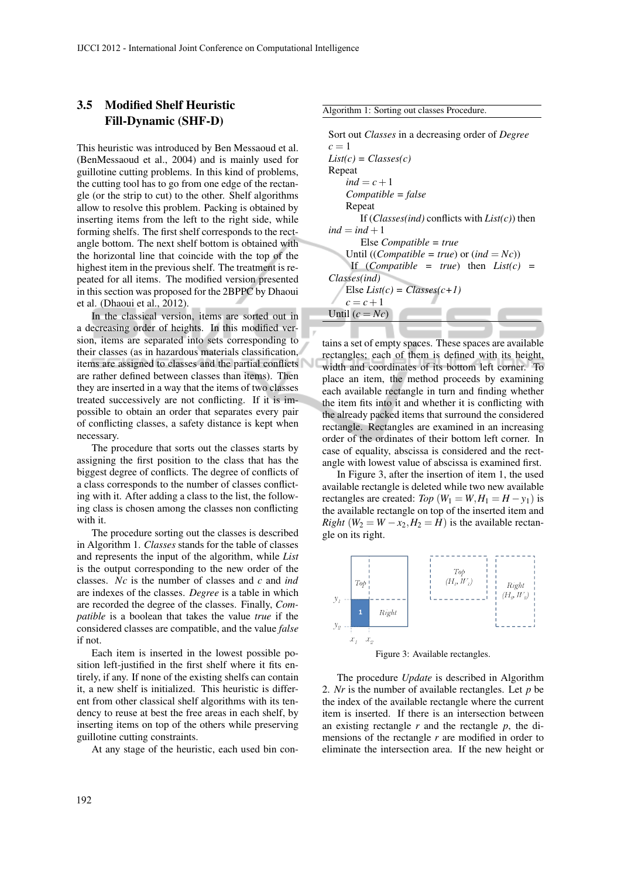## 3.5 Modified Shelf Heuristic Fill-Dynamic (SHF-D)

This heuristic was introduced by Ben Messaoud et al. (BenMessaoud et al., 2004) and is mainly used for guillotine cutting problems. In this kind of problems, the cutting tool has to go from one edge of the rectangle (or the strip to cut) to the other. Shelf algorithms allow to resolve this problem. Packing is obtained by inserting items from the left to the right side, while forming shelfs. The first shelf corresponds to the rectangle bottom. The next shelf bottom is obtained with the horizontal line that coincide with the top of the highest item in the previous shelf. The treatment is repeated for all items. The modified version presented in this section was proposed for the 2BPPC by Dhaoui et al. (Dhaoui et al., 2012).

In the classical version, items are sorted out in a decreasing order of heights. In this modified version, items are separated into sets corresponding to their classes (as in hazardous materials classification, items are assigned to classes and the partial conflicts are rather defined between classes than items). Then they are inserted in a way that the items of two classes treated successively are not conflicting. If it is impossible to obtain an order that separates every pair of conflicting classes, a safety distance is kept when necessary.

The procedure that sorts out the classes starts by assigning the first position to the class that has the biggest degree of conflicts. The degree of conflicts of a class corresponds to the number of classes conflicting with it. After adding a class to the list, the following class is chosen among the classes non conflicting with it.

The procedure sorting out the classes is described in Algorithm 1. *Classes* stands for the table of classes and represents the input of the algorithm, while *List* is the output corresponding to the new order of the classes. *Nc* is the number of classes and *c* and *ind* are indexes of the classes. *Degree* is a table in which are recorded the degree of the classes. Finally, *Compatible* is a boolean that takes the value *true* if the considered classes are compatible, and the value *false* if not.

Each item is inserted in the lowest possible position left-justified in the first shelf where it fits entirely, if any. If none of the existing shelfs can contain it, a new shelf is initialized. This heuristic is different from other classical shelf algorithms with its tendency to reuse at best the free areas in each shelf, by inserting items on top of the others while preserving guillotine cutting constraints.

At any stage of the heuristic, each used bin contains a set of empty spaces. These spaces are available rectangles; each of them is defined with its height, width and coordinates of its bottom left corner. To place an item, the method proceeds by examining each available rectangle in turn and finding whether the item fits into it and whether it is conflicting with the already packed items that surround the considered rectangle. Rectangles are examined in an increasing order of the ordinates of their bottom left corner. In case of equality, abscissa is considered and the rectangle with lowest value of abscissa is examined first.

Algorithm 1: Sorting out classes Procedure.

```
Sort out Classes in a decreasing order of Degree
c = 1
List(c) = Classes(c)
Repeat
    ind = c + 1
    Compatible = false
    Repeat
        If (Classes(ind) conflicts with List(c)) then ind = ind + 1
        Else Compatible = true
    Until ((Compatible = true) or (ind = Nc))
    If (Compatible = true) then List(c) = Classes(ind)
    Else List(c) = Classes(c+1)
    c = c + 1
Until (c = Nc)
```

In Figure 3, after the insertion of item 1, the used available rectangle is deleted while two new available rectangles are created: *Top* ($W_1 = W, H_1 = H - y_1$) is the available rectangle on top of the inserted item and *Right* ($W_2 = W - x_2, H_2 = H$) is the available rectangle on its right.

Figure 3: Available rectangles.

The procedure *Update* is described in Algorithm 2. *Nr* is the number of available rectangles. Let *p* be the index of the available rectangle where the current item is inserted. If there is an intersection between an existing rectangle *r* and the rectangle *p*, the dimensions of the rectangle *r* are modified in order to eliminate the intersection area. If the new height or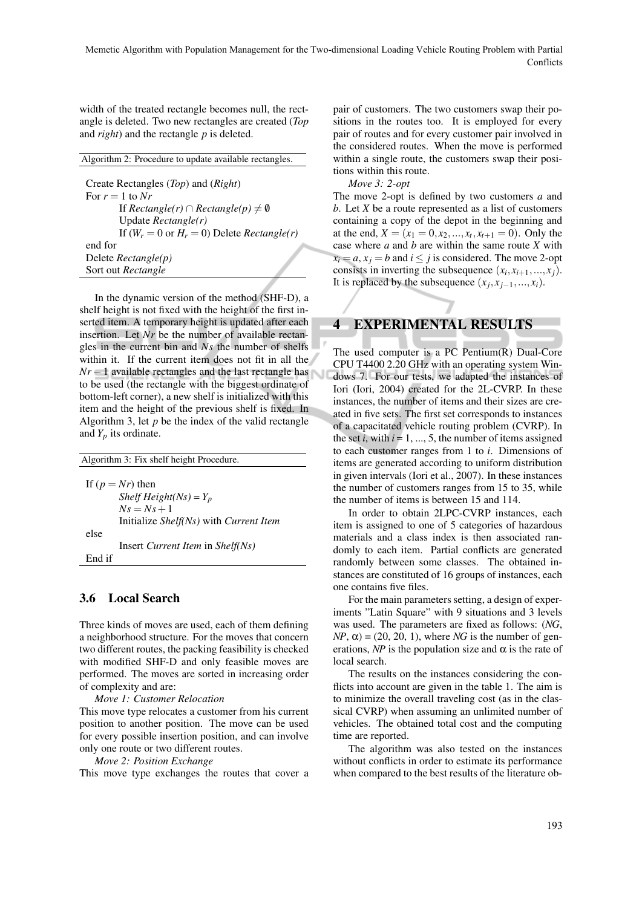width of the treated rectangle becomes null, the rectangle is deleted. Two new rectangles are created (*Top* and *right*) and the rectangle $p$ is deleted.

Algorithm 2: Procedure to update available rectangles.

```
Create Rectangles (Top) and (Right)
For r = 1 to Nr
        If Rectangle(r) ∩ Rectangle(p) ≠ ∅
        Update Rectangle(r)
        If (W_r = 0 or H_r = 0) Delete Rectangle(r)
end for
Delete Rectangle(p)
Sort out Rectangle
```

In the dynamic version of the method (SHF-D), a shelf height is not fixed with the height of the first inserted item. A temporary height is updated after each insertion. Let $Nr$ be the number of available rectangles in the current bin and $Ns$ the number of shelfs within it. If the current item does not fit in all the $Nr-1$ available rectangles and the last rectangle has to be used (the rectangle with the biggest ordinate of bottom-left corner), a new shelf is initialized with this item and the height of the previous shelf is fixed. In Algorithm 3, let $p$ be the index of the valid rectangle and $Y_p$ its ordinate.

Algorithm 3: Fix shelf height Procedure.

```
If (p = Nr) then
        Shelf Height(Ns) = Y_p
        Ns = Ns + 1
        Initialize Shelf(Ns) with Current Item
else
        Insert Current Item in Shelf(Ns)
End if
```

### 3.6 Local Search

Three kinds of moves are used, each of them defining a neighborhood structure. For the moves that concern two different routes, the packing feasibility is checked with modified SHF-D and only feasible moves are performed. The moves are sorted in increasing order of complexity and are:

*Move 1: Customer Relocation*

This move type relocates a customer from his current position to another position. The move can be used for every possible insertion position, and can involve only one route or two different routes.

*Move 2: Position Exchange*

This move type exchanges the routes that cover a pair of customers. The two customers swap their positions in the routes too. It is employed for every pair of routes and for every customer pair involved in the considered routes. When the move is performed within a single route, the customers swap their positions within this route.

*Move 3: 2-opt*

The move 2-opt is defined by two customers $a$ and $b$. Let $X$ be a route represented as a list of customers containing a copy of the depot in the beginning and at the end, $X = (x_1 = 0, x_2, ..., x_t, x_{t+1} = 0)$. Only the case where $a$ and $b$ are within the same route $X$ with $x_i = a$, $x_j = b$ and $i \leq j$ is considered. The move 2-opt consists in inverting the subsequence $(x_i, x_{i+1}, ..., x_j)$. It is replaced by the subsequence $(x_j, x_{j-1}, ..., x_i)$.

## 4 EXPERIMENTAL RESULTS

The used computer is a PC Pentium(R) Dual-Core CPU T4400 2.20 GHz with an operating system Windows 7. For our tests, we adapted the instances of Iori (Iori, 2004) created for the 2L-CVRP. In these instances, the number of items and their sizes are created in five sets. The first set corresponds to instances of a capacitated vehicle routing problem (CVRP). In the set $i$, with $i = 1, ..., 5$, the number of items assigned to each customer ranges from 1 to $i$. Dimensions of items are generated according to uniform distribution in given intervals (Iori et al., 2007). In these instances the number of customers ranges from 15 to 35, while the number of items is between 15 and 114.

In order to obtain 2LPC-CVRP instances, each item is assigned to one of 5 categories of hazardous materials and a class index is then associated randomly to each item. Partial conflicts are generated randomly between some classes. The obtained instances are constituted of 16 groups of instances, each one contains five files.

For the main parameters setting, a design of experiments "Latin Square" with 9 situations and 3 levels was used. The parameters are fixed as follows: ($NG$, $NP$, $\alpha$) = (20, 20, 1), where $NG$ is the number of generations, $NP$ is the population size and $\alpha$ is the rate of local search.

The results on the instances considering the conflicts into account are given in the table 1. The aim is to minimize the overall traveling cost (as in the classical CVRP) when assuming an unlimited number of vehicles. The obtained total cost and the computing time are reported.

The algorithm was also tested on the instances without conflicts in order to estimate its performance when compared to the best results of the literature ob-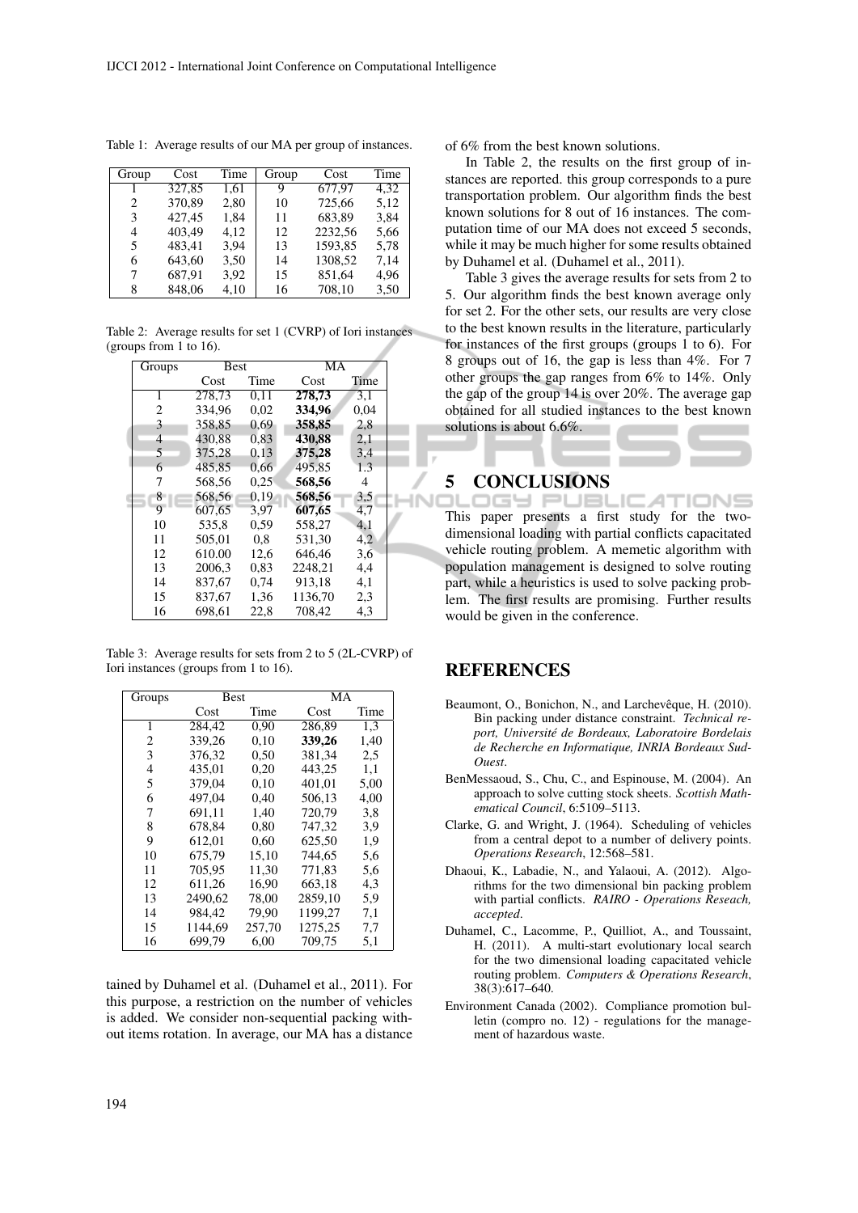Table 1: Average results of our MA per group of instances.

| Group | Cost | Time | Group | Cost | Time |
|---|---|---|---|---|---|
| 1 | 327,85 | 1,61 | 9 | 677,97 | 4,32 |
| 2 | 370,89 | 2,80 | 10 | 725,66 | 5,12 |
| 3 | 427,45 | 1,84 | 11 | 683,89 | 3,84 |
| 4 | 403,49 | 4,12 | 12 | 2232,56 | 5,66 |
| 5 | 483,41 | 3,94 | 13 | 1593,85 | 5,78 |
| 6 | 643,60 | 3,50 | 14 | 1308,52 | 7,14 |
| 7 | 687,91 | 3,92 | 15 | 851,64 | 4,96 |
| 8 | 848,06 | 4,10 | 16 | 708,10 | 3,50 |

Table 2: Average results for set 1 (CVRP) of Iori instances (groups from 1 to 16).

| Groups | Best | | MA | |
|---|---|---|---|---|
| | Cost | Time | Cost | Time |
| 1 | 278,73 | 0,11 | **278,73** | 3,1 |
| 2 | 334,96 | 0,02 | **334,96** | 0,04 |
| 3 | 358,85 | 0,69 | **358,85** | 2,8 |
| 4 | 430,88 | 0,83 | **430,88** | 2,1 |
| 5 | 375,28 | 0,13 | **375,28** | 3,4 |
| 6 | 485,85 | 0,66 | 495,85 | 1.3 |
| 7 | 568,56 | 0,25 | **568,56** | 4 |
| 8 | 568,56 | 0,19 | **568,56** | 3,5 |
| 9 | 607,65 | 3,97 | **607,65** | 4,7 |
| 10 | 535,8 | 0,59 | 558,27 | 4,1 |
| 11 | 505,01 | 0,8 | 531,30 | 4,2 |
| 12 | 610.00 | 12,6 | 646,46 | 3,6 |
| 13 | 2006,3 | 0,83 | 2248,21 | 4,4 |
| 14 | 837,67 | 0,74 | 913,18 | 4,1 |
| 15 | 837,67 | 1,36 | 1136,70 | 2,3 |
| 16 | 698,61 | 22,8 | 708,42 | 4,3 |

Table 3: Average results for sets from 2 to 5 (2L-CVRP) of Iori instances (groups from 1 to 16).

| Groups | Best | | MA | |
|---|---|---|---|---|
| | Cost | Time | Cost | Time |
| 1 | 284,42 | 0,90 | 286,89 | 1,3 |
| 2 | 339,26 | 0,10 | **339,26** | 1,40 |
| 3 | 376,32 | 0,50 | 381,34 | 2,5 |
| 4 | 435,01 | 0,20 | 443,25 | 1,1 |
| 5 | 379,04 | 0,10 | 401,01 | 5,00 |
| 6 | 497,04 | 0,40 | 506,13 | 4,00 |
| 7 | 691,11 | 1,40 | 720,79 | 3,8 |
| 8 | 678,84 | 0,80 | 747,32 | 3,9 |
| 9 | 612,01 | 0,60 | 625,50 | 1,9 |
| 10 | 675,79 | 15,10 | 744,65 | 5,6 |
| 11 | 705,95 | 11,30 | 771,83 | 5,6 |
| 12 | 611,26 | 16,90 | 663,18 | 4,3 |
| 13 | 2490,62 | 78,00 | 2859,10 | 5,9 |
| 14 | 984,42 | 79,90 | 1199,27 | 7,1 |
| 15 | 1144,69 | 257,70 | 1275,25 | 7,7 |
| 16 | 699,79 | 6,00 | 709,75 | 5,1 |

tained by Duhamel et al. (Duhamel et al., 2011). For this purpose, a restriction on the number of vehicles is added. We consider non-sequential packing without items rotation. In average, our MA has a distance of 6% from the best known solutions.

In Table 2, the results on the first group of instances are reported. this group corresponds to a pure transportation problem. Our algorithm finds the best known solutions for 8 out of 16 instances. The computation time of our MA does not exceed 5 seconds, while it may be much higher for some results obtained by Duhamel et al. (Duhamel et al., 2011).

Table 3 gives the average results for sets from 2 to 5. Our algorithm finds the best known average only for set 2. For the other sets, our results are very close to the best known results in the literature, particularly for instances of the first groups (groups 1 to 6). For 8 groups out of 16, the gap is less than 4%. For 7 other groups the gap ranges from 6% to 14%. Only the gap of the group 14 is over 20%. The average gap obtained for all studied instances to the best known solutions is about 6.6%.

## 5 CONCLUSIONS

This paper presents a first study for the two-dimensional loading with partial conflicts capacitated vehicle routing problem. A memetic algorithm with population management is designed to solve routing part, while a heuristics is used to solve packing problem. The first results are promising. Further results would be given in the conference.

## REFERENCES

Beaumont, O., Bonichon, N., and Larchevêque, H. (2010). Bin packing under distance constraint. *Technical report, Université de Bordeaux, Laboratoire Bordelais de Recherche en Informatique, INRIA Bordeaux Sud-Ouest*.

BenMessaoud, S., Chu, C., and Espinouse, M. (2004). An approach to solve cutting stock sheets. *Scottish Mathematical Council*, 6:5109–5113.

Clarke, G. and Wright, J. (1964). Scheduling of vehicles from a central depot to a number of delivery points. *Operations Research*, 12:568–581.

Dhaoui, K., Labadie, N., and Yalaoui, A. (2012). Algorithms for the two dimensional bin packing problem with partial conflicts. *RAIRO - Operations Reseach, accepted*.

Duhamel, C., Lacomme, P., Quilliot, A., and Toussaint, H. (2011). A multi-start evolutionary local search for the two dimensional loading capacitated vehicle routing problem. *Computers & Operations Research*, 38(3):617–640.

Environment Canada (2002). Compliance promotion bulletin (compro no. 12) - regulations for the management of hazardous waste.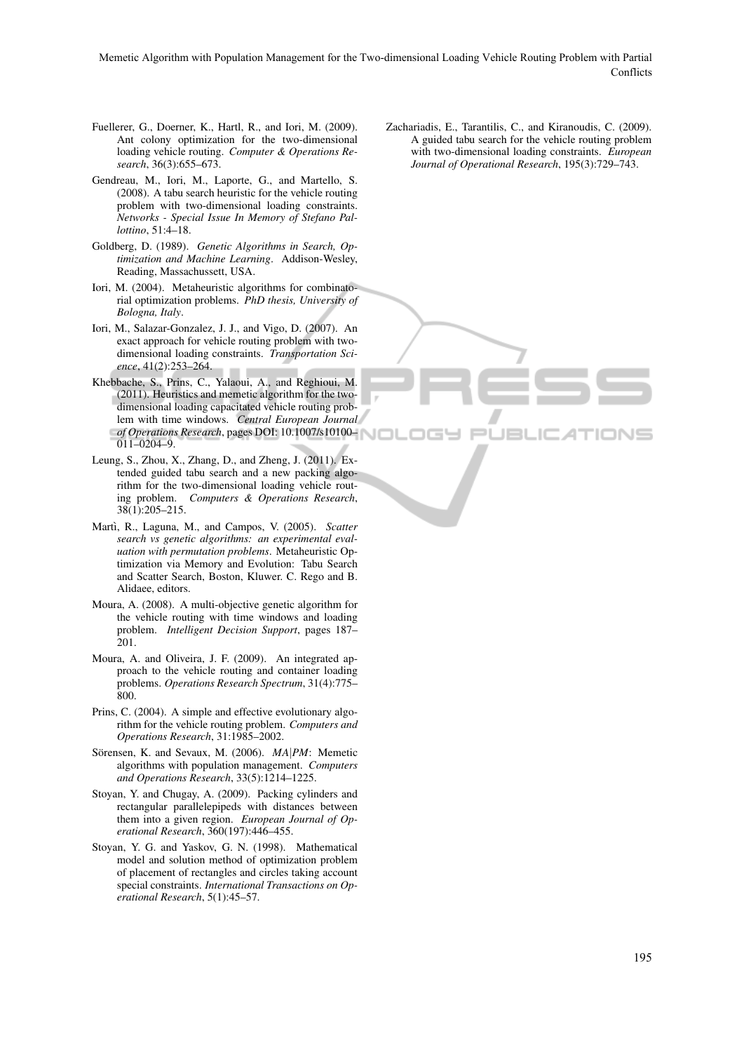Fuellerer, G., Doerner, K., Hartl, R., and Iori, M. (2009). Ant colony optimization for the two-dimensional loading vehicle routing. *Computer & Operations Research*, 36(3):655–673.

Gendreau, M., Iori, M., Laporte, G., and Martello, S. (2008). A tabu search heuristic for the vehicle routing problem with two-dimensional loading constraints. *Networks - Special Issue In Memory of Stefano Pallottino*, 51:4–18.

Goldberg, D. (1989). *Genetic Algorithms in Search, Optimization and Machine Learning*. Addison-Wesley, Reading, Massachussett, USA.

Iori, M. (2004). Metaheuristic algorithms for combinatorial optimization problems. *PhD thesis, University of Bologna, Italy*.

Iori, M., Salazar-Gonzalez, J. J., and Vigo, D. (2007). An exact approach for vehicle routing problem with two-dimensional loading constraints. *Transportation Science*, 41(2):253–264.

Khebbache, S., Prins, C., Yalaoui, A., and Reghioui, M. (2011). Heuristics and memetic algorithm for the two-dimensional loading capacitated vehicle routing problem with time windows. *Central European Journal of Operations Research*, pages DOI: 10.1007/s10100–011–0204–9.

Leung, S., Zhou, X., Zhang, D., and Zheng, J. (2011). Extended guided tabu search and a new packing algorithm for the two-dimensional loading vehicle routing problem. *Computers & Operations Research*, 38(1):205–215.

Martì, R., Laguna, M., and Campos, V. (2005). *Scatter search vs genetic algorithms: an experimental evaluation with permutation problems*. Metaheuristic Optimization via Memory and Evolution: Tabu Search and Scatter Search, Boston, Kluwer. C. Rego and B. Alidaee, editors.

Moura, A. (2008). A multi-objective genetic algorithm for the vehicle routing with time windows and loading problem. *Intelligent Decision Support*, pages 187–201.

Moura, A. and Oliveira, J. F. (2009). An integrated approach to the vehicle routing and container loading problems. *Operations Research Spectrum*, 31(4):775–800.

Prins, C. (2004). A simple and effective evolutionary algorithm for the vehicle routing problem. *Computers and Operations Research*, 31:1985–2002.

Sörensen, K. and Sevaux, M. (2006). *MA|PM*: Memetic algorithms with population management. *Computers and Operations Research*, 33(5):1214–1225.

Stoyan, Y. and Chugay, A. (2009). Packing cylinders and rectangular parallelepipeds with distances between them into a given region. *European Journal of Operational Research*, 360(197):446–455.

Stoyan, Y. G. and Yaskov, G. N. (1998). Mathematical model and solution method of optimization problem of placement of rectangles and circles taking account special constraints. *International Transactions on Operational Research*, 5(1):45–57.

Zachariadis, E., Tarantilis, C., and Kiranoudis, C. (2009). A guided tabu search for the vehicle routing problem with two-dimensional loading constraints. *European Journal of Operational Research*, 195(3):729–743.